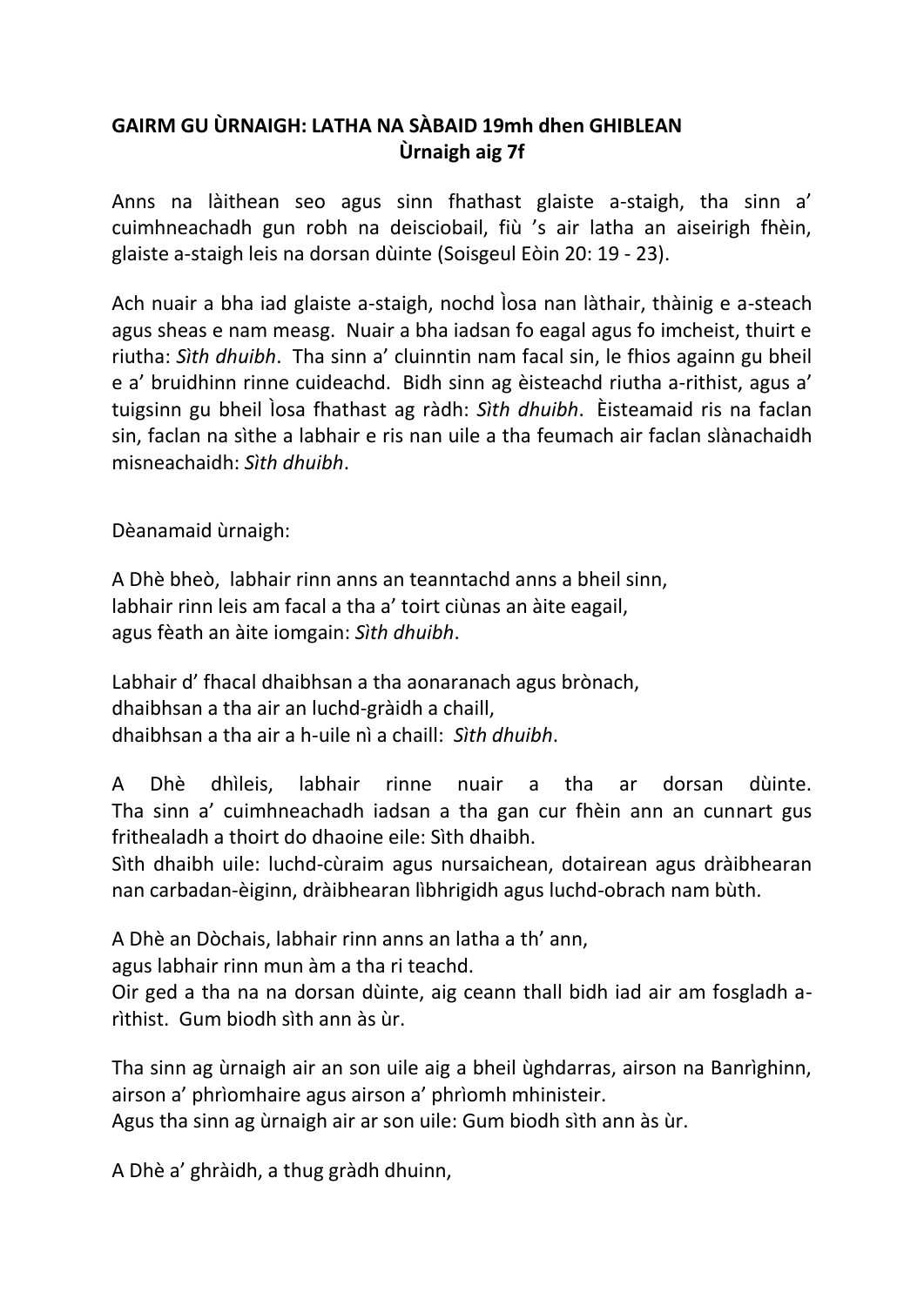**GAIRM GU ÙRNAIGH: LATHA NA SÀBAID 19mh dhen GHIBLEAN**
**Ùrnaigh aig 7f**

Anns na làithean seo agus sinn fhathast glaiste a-staigh, tha sinn a' cuimhneachadh gun robh na deisciobail, fiù 's air latha an aiseirigh fhèin, glaiste a-staigh leis na dorsan dùinte (Soisgeul Eòin 20: 19 - 23).

Ach nuair a bha iad glaiste a-staigh, nochd Ìosa nan làthair, thàinig e a-steach agus sheas e nam measg. Nuair a bha iadsan fo eagal agus fo imcheist, thuirt e riutha: *Sìth dhuibh*. Tha sinn a' cluinntin nam facal sin, le fhios againn gu bheil e a' bruidhinn rinne cuideachd. Bidh sinn ag èisteachd riutha a-rithist, agus a' tuigsinn gu bheil Ìosa fhathast ag ràdh: *Sìth dhuibh*. Èisteamaid ris na faclan sin, faclan na sìthe a labhair e ris nan uile a tha feumach air faclan slànachaidh misneachaidh: *Sìth dhuibh*.

Dèanamaid ùrnaigh:

A Dhè bheò, labhair rinn anns an teanntachd anns a bheil sinn,
labhair rinn leis am facal a tha a' toirt ciùnas an àite eagail,
agus fèath an àite iomgain: *Sìth dhuibh*.

Labhair d' fhacal dhaibhsan a tha aonaranach agus brònach,
dhaibhsan a tha air an luchd-gràidh a chaill,
dhaibhsan a tha air a h-uile nì a chaill: *Sìth dhuibh*.

A Dhè dhìleis, labhair rinne nuair a tha ar dorsan dùinte.
Tha sinn a' cuimhneachadh iadsan a tha gan cur fhèin ann an cunnart gus frithealadh a thoirt do dhaoine eile: Sìth dhaibh.
Sìth dhaibh uile: luchd-cùraim agus nursaichean, dotairean agus dràibhearan nan carbadan-èiginn, dràibhearan lìbhrigidh agus luchd-obrach nam bùth.

A Dhè an Dòchais, labhair rinn anns an latha a th' ann,
agus labhair rinn mun àm a tha ri teachd.
Oir ged a tha na na dorsan dùinte, aig ceann thall bidh iad air am fosgladh a-rìthist. Gum biodh sìth ann às ùr.

Tha sinn ag ùrnaigh air an son uile aig a bheil ùghdarras, airson na Banrìghinn, airson a' phrìomhaire agus airson a' phrìomh mhinisteir.
Agus tha sinn ag ùrnaigh air ar son uile: Gum biodh sìth ann às ùr.

A Dhè a' ghràidh, a thug gràdh dhuinn,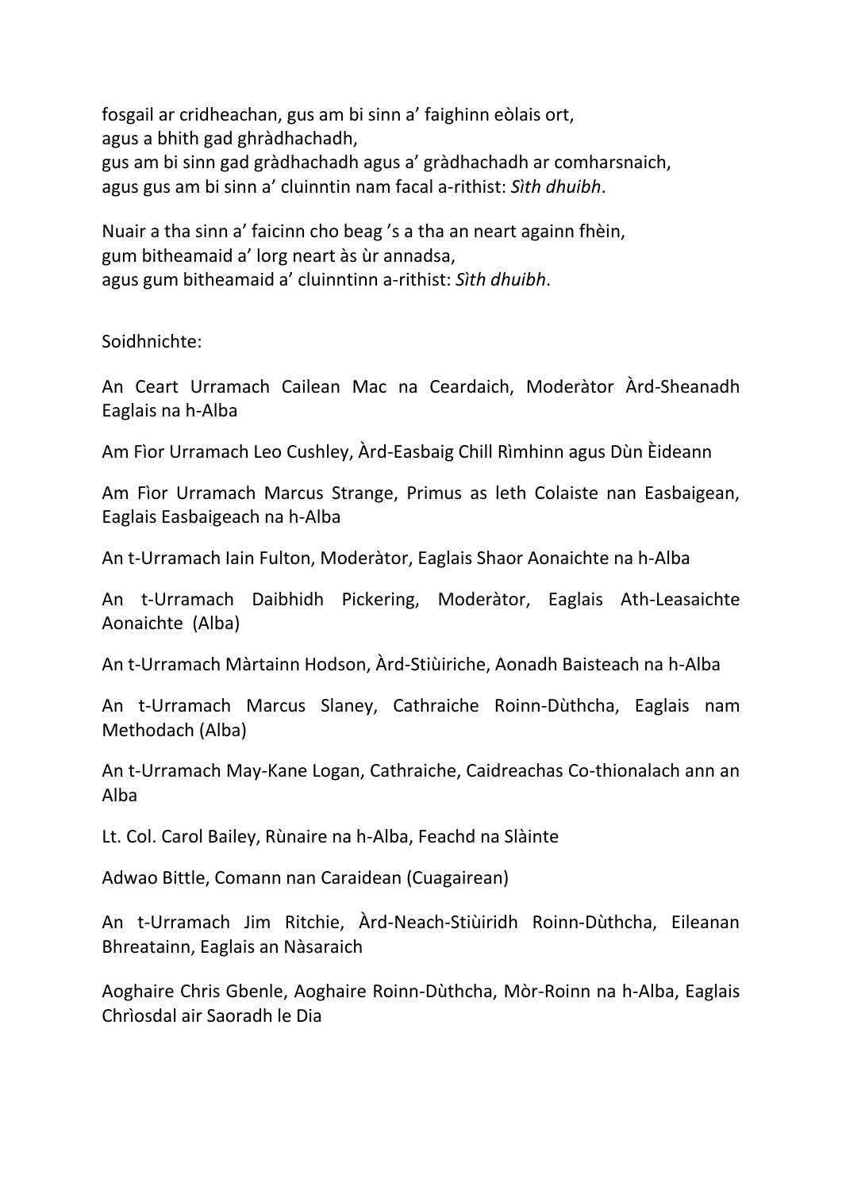fosgail ar cridheachan, gus am bi sinn a' faighinn eòlais ort,
agus a bhith gad ghràdhachadh,
gus am bi sinn gad gràdhachadh agus a' gràdhachadh ar comharsnaich,
agus gus am bi sinn a' cluinntin nam facal a-rithist: *Sìth dhuibh*.

Nuair a tha sinn a' faicinn cho beag 's a tha an neart againn fhèin,
gum bitheamaid a' lorg neart às ùr annadsa,
agus gum bitheamaid a' cluinntinn a-rithist: *Sìth dhuibh*.

Soidhnichte:

An Ceart Urramach Cailean Mac na Ceardaich, Moderàtor Àrd-Sheanadh Eaglais na h-Alba

Am Fìor Urramach Leo Cushley, Àrd-Easbaig Chill Rìmhinn agus Dùn Èideann

Am Fìor Urramach Marcus Strange, Primus as leth Colaiste nan Easbaigean, Eaglais Easbaigeach na h-Alba

An t-Urramach Iain Fulton, Moderàtor, Eaglais Shaor Aonaichte na h-Alba

An t-Urramach Daibhidh Pickering, Moderàtor, Eaglais Ath-Leasaichte Aonaichte (Alba)

An t-Urramach Màrtainn Hodson, Àrd-Stiùiriche, Aonadh Baisteach na h-Alba

An t-Urramach Marcus Slaney, Cathraiche Roinn-Dùthcha, Eaglais nam Methodach (Alba)

An t-Urramach May-Kane Logan, Cathraiche, Caidreachas Co-thionalach ann an Alba

Lt. Col. Carol Bailey, Rùnaire na h-Alba, Feachd na Slàinte

Adwao Bittle, Comann nan Caraidean (Cuagairean)

An t-Urramach Jim Ritchie, Àrd-Neach-Stiùiridh Roinn-Dùthcha, Eileanan Bhreatainn, Eaglais an Nàsaraich

Aoghaire Chris Gbenle, Aoghaire Roinn-Dùthcha, Mòr-Roinn na h-Alba, Eaglais Chrìosdal air Saoradh le Dia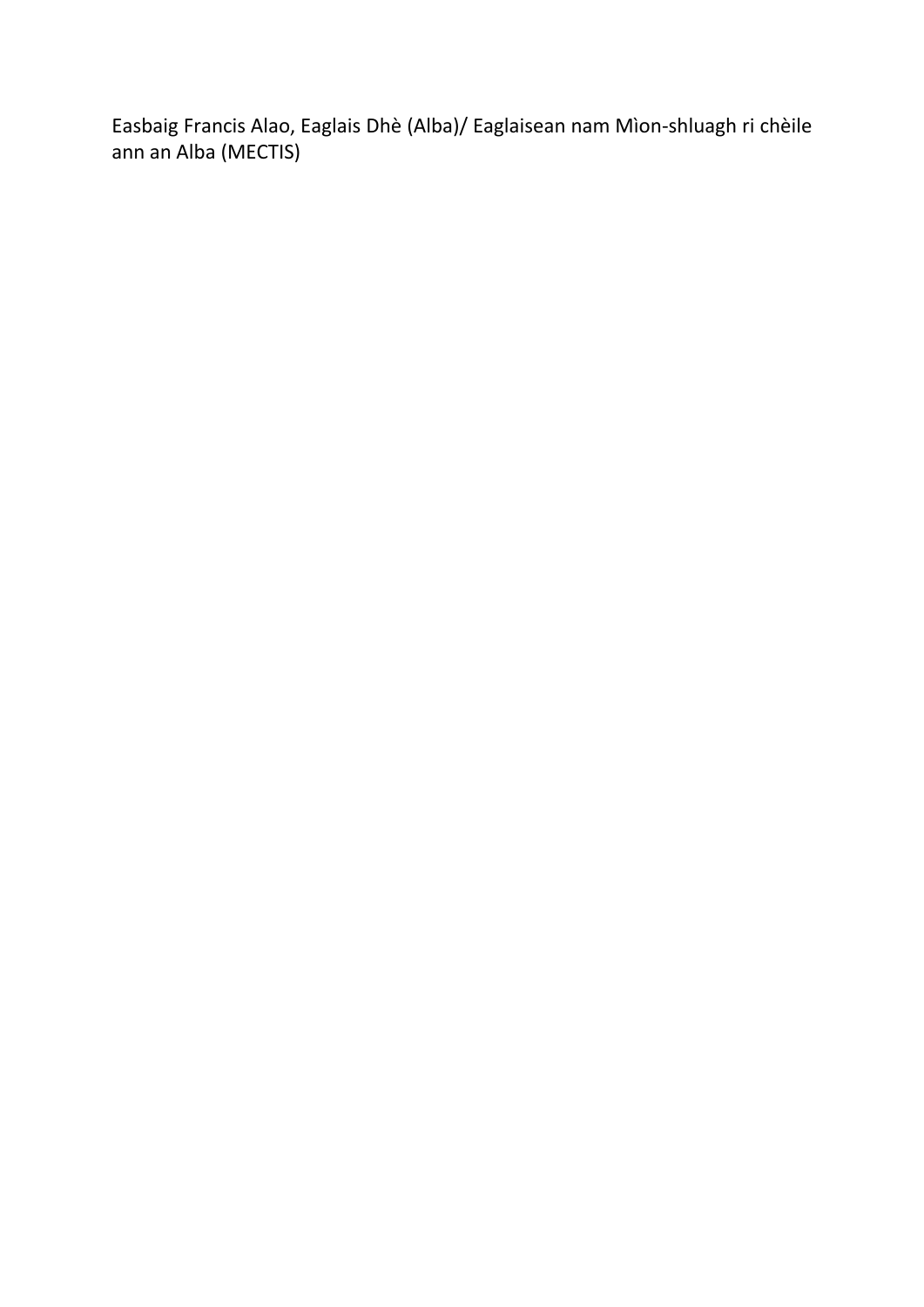Easbaig Francis Alao, Eaglais Dhè (Alba)/ Eaglaisean nam Mìon-shluagh ri chèile ann an Alba (MECTIS)